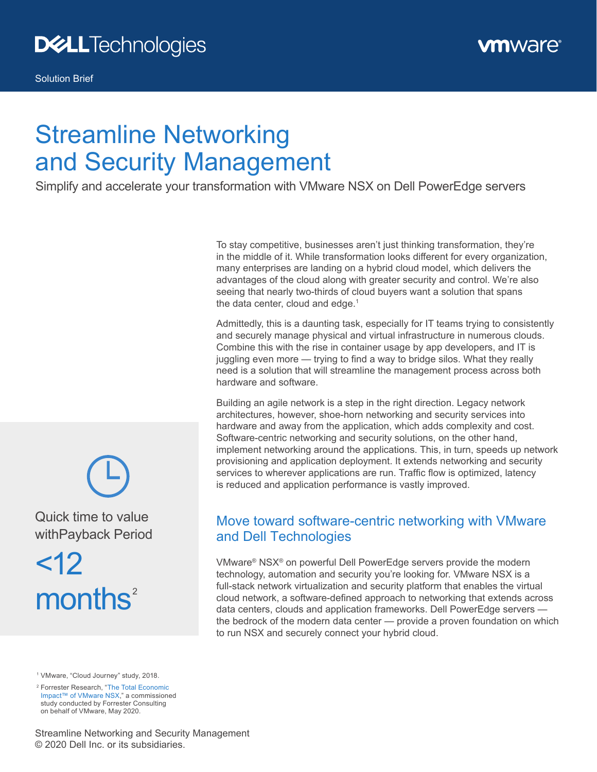Dell Technologies | vmware

Solution Brief

# Streamline Networking and Security Management

Simplify and accelerate your transformation with VMware NSX on Dell PowerEdge servers

To stay competitive, businesses aren't just thinking transformation, they're in the middle of it. While transformation looks different for every organization, many enterprises are landing on a hybrid cloud model, which delivers the advantages of the cloud along with greater security and control. We're also seeing that nearly two-thirds of cloud buyers want a solution that spans the data center, cloud and edge.[1]

Admittedly, this is a daunting task, especially for IT teams trying to consistently and securely manage physical and virtual infrastructure in numerous clouds. Combine this with the rise in container usage by app developers, and IT is juggling even more — trying to find a way to bridge silos. What they really need is a solution that will streamline the management process across both hardware and software.

Building an agile network is a step in the right direction. Legacy network architectures, however, shoe-horn networking and security services into hardware and away from the application, which adds complexity and cost. Software-centric networking and security solutions, on the other hand, implement networking around the applications. This, in turn, speeds up network provisioning and application deployment. It extends networking and security services to wherever applications are run. Traffic flow is optimized, latency is reduced and application performance is vastly improved.

Quick time to value withPayback Period

**<12 months**[2]

## Move toward software-centric networking with VMware and Dell Technologies

VMware® NSX® on powerful Dell PowerEdge servers provide the modern technology, automation and security you're looking for. VMware NSX is a full-stack network virtualization and security platform that enables the virtual cloud network, a software-defined approach to networking that extends across data centers, clouds and application frameworks. Dell PowerEdge servers — the bedrock of the modern data center — provide a proven foundation on which to run NSX and securely connect your hybrid cloud.

[1] VMware, "Cloud Journey" study, 2018.

[2] Forrester Research, "The Total Economic Impact™ of VMware NSX," a commissioned study conducted by Forrester Consulting on behalf of VMware, May 2020.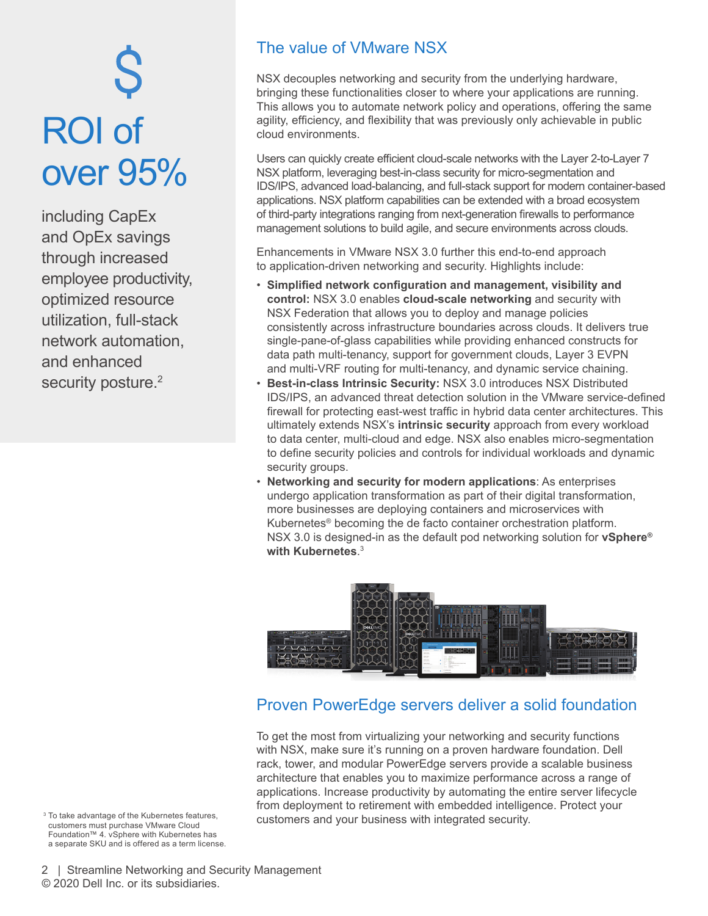## $

## ROI of over 95%

including CapEx and OpEx savings through increased employee productivity, optimized resource utilization, full-stack network automation, and enhanced security posture.[2]

## The value of VMware NSX

NSX decouples networking and security from the underlying hardware, bringing these functionalities closer to where your applications are running. This allows you to automate network policy and operations, offering the same agility, efficiency, and flexibility that was previously only achievable in public cloud environments.

Users can quickly create efficient cloud-scale networks with the Layer 2-to-Layer 7 NSX platform, leveraging best-in-class security for micro-segmentation and IDS/IPS, advanced load-balancing, and full-stack support for modern container-based applications. NSX platform capabilities can be extended with a broad ecosystem of third-party integrations ranging from next-generation firewalls to performance management solutions to build agile, and secure environments across clouds.

Enhancements in VMware NSX 3.0 further this end-to-end approach to application-driven networking and security. Highlights include:

- **Simplified network configuration and management, visibility and control:** NSX 3.0 enables **cloud-scale networking** and security with NSX Federation that allows you to deploy and manage policies consistently across infrastructure boundaries across clouds. It delivers true single-pane-of-glass capabilities while providing enhanced constructs for data path multi-tenancy, support for government clouds, Layer 3 EVPN and multi-VRF routing for multi-tenancy, and dynamic service chaining.
- **Best-in-class Intrinsic Security:** NSX 3.0 introduces NSX Distributed IDS/IPS, an advanced threat detection solution in the VMware service-defined firewall for protecting east-west traffic in hybrid data center architectures. This ultimately extends NSX's **intrinsic security** approach from every workload to data center, multi-cloud and edge. NSX also enables micro-segmentation to define security policies and controls for individual workloads and dynamic security groups.
- **Networking and security for modern applications**: As enterprises undergo application transformation as part of their digital transformation, more businesses are deploying containers and microservices with Kubernetes® becoming the de facto container orchestration platform. NSX 3.0 is designed-in as the default pod networking solution for **vSphere® with Kubernetes**.[3]

## Proven PowerEdge servers deliver a solid foundation

To get the most from virtualizing your networking and security functions with NSX, make sure it's running on a proven hardware foundation. Dell rack, tower, and modular PowerEdge servers provide a scalable business architecture that enables you to maximize performance across a range of applications. Increase productivity by automating the entire server lifecycle from deployment to retirement with embedded intelligence. Protect your customers and your business with integrated security.

[3] To take advantage of the Kubernetes features, customers must purchase VMware Cloud Foundation™ 4. vSphere with Kubernetes has a separate SKU and is offered as a term license.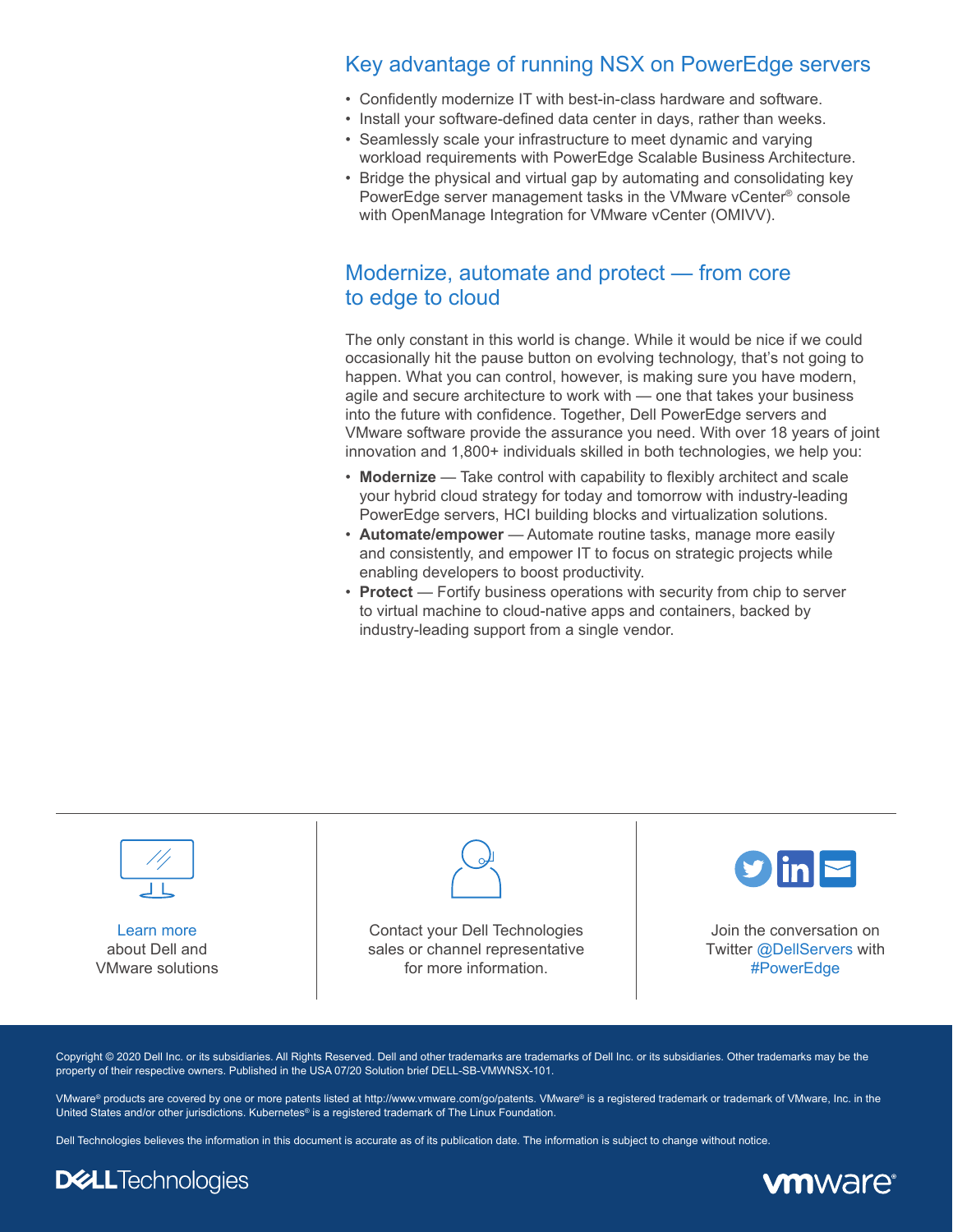## Key advantage of running NSX on PowerEdge servers

- Confidently modernize IT with best-in-class hardware and software.
- Install your software-defined data center in days, rather than weeks.
- Seamlessly scale your infrastructure to meet dynamic and varying workload requirements with PowerEdge Scalable Business Architecture.
- Bridge the physical and virtual gap by automating and consolidating key PowerEdge server management tasks in the VMware vCenter® console with OpenManage Integration for VMware vCenter (OMIVV).

## Modernize, automate and protect — from core to edge to cloud

The only constant in this world is change. While it would be nice if we could occasionally hit the pause button on evolving technology, that's not going to happen. What you can control, however, is making sure you have modern, agile and secure architecture to work with — one that takes your business into the future with confidence. Together, Dell PowerEdge servers and VMware software provide the assurance you need. With over 18 years of joint innovation and 1,800+ individuals skilled in both technologies, we help you:

- **Modernize** — Take control with capability to flexibly architect and scale your hybrid cloud strategy for today and tomorrow with industry-leading PowerEdge servers, HCI building blocks and virtualization solutions.
- **Automate/empower** — Automate routine tasks, manage more easily and consistently, and empower IT to focus on strategic projects while enabling developers to boost productivity.
- **Protect** — Fortify business operations with security from chip to server to virtual machine to cloud-native apps and containers, backed by industry-leading support from a single vendor.

Learn more about Dell and VMware solutions

Contact your Dell Technologies sales or channel representative for more information.

Join the conversation on Twitter @DellServers with #PowerEdge

Copyright © 2020 Dell Inc. or its subsidiaries. All Rights Reserved. Dell and other trademarks are trademarks of Dell Inc. or its subsidiaries. Other trademarks may be the property of their respective owners. Published in the USA 07/20 Solution brief DELL-SB-VMWNSX-101.

VMware® products are covered by one or more patents listed at http://www.vmware.com/go/patents. VMware® is a registered trademark or trademark of VMware, Inc. in the United States and/or other jurisdictions. Kubernetes® is a registered trademark of The Linux Foundation.

Dell Technologies believes the information in this document is accurate as of its publication date. The information is subject to change without notice.